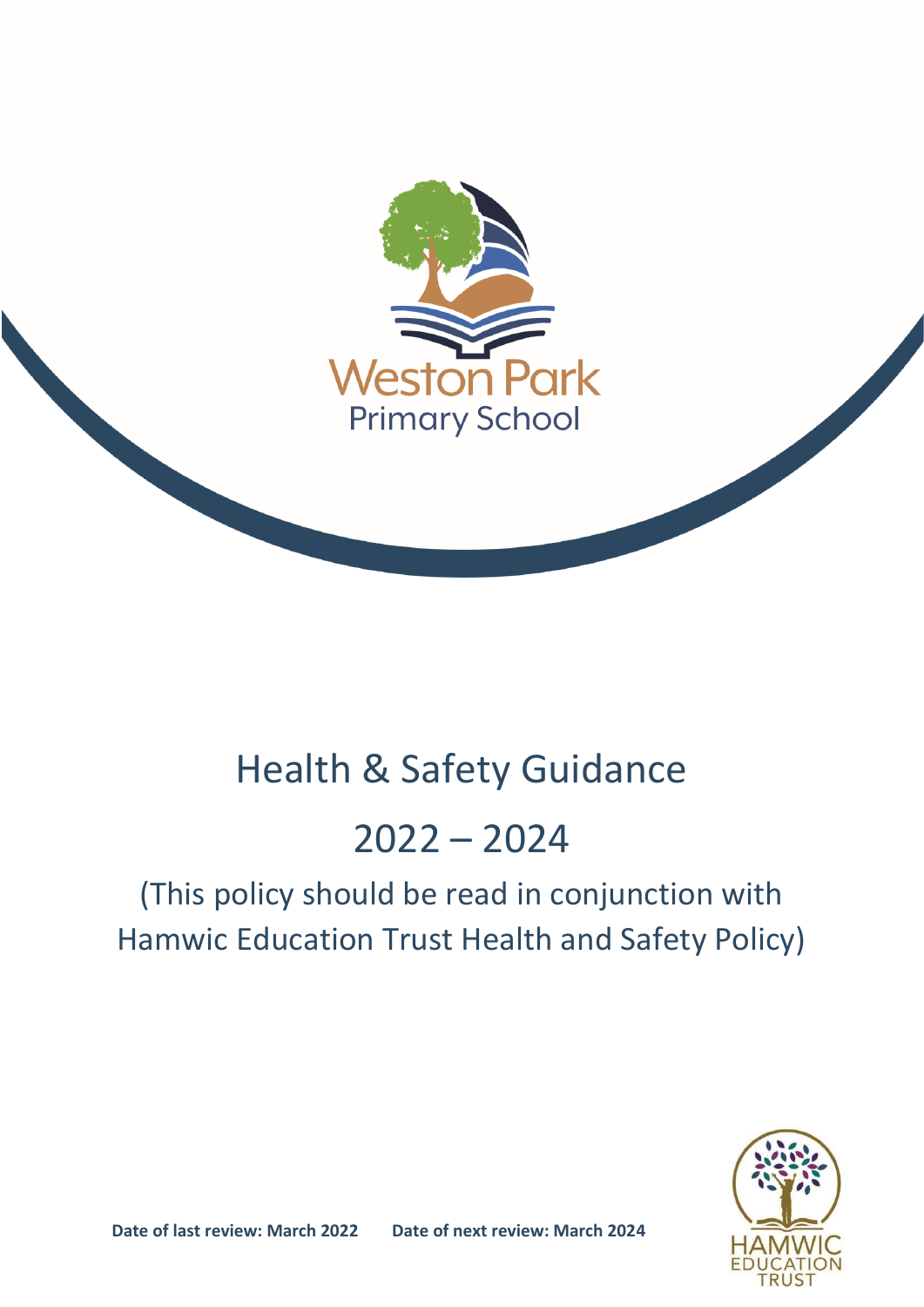Weston Park Primary School

# Health & Safety Guidance

# 2022 – 2024

(This policy should be read in conjunction with Hamwic Education Trust Health and Safety Policy)

**Date of last review: March 2022** **Date of next review: March 2024**

HAMWIC EDUCATION TRUST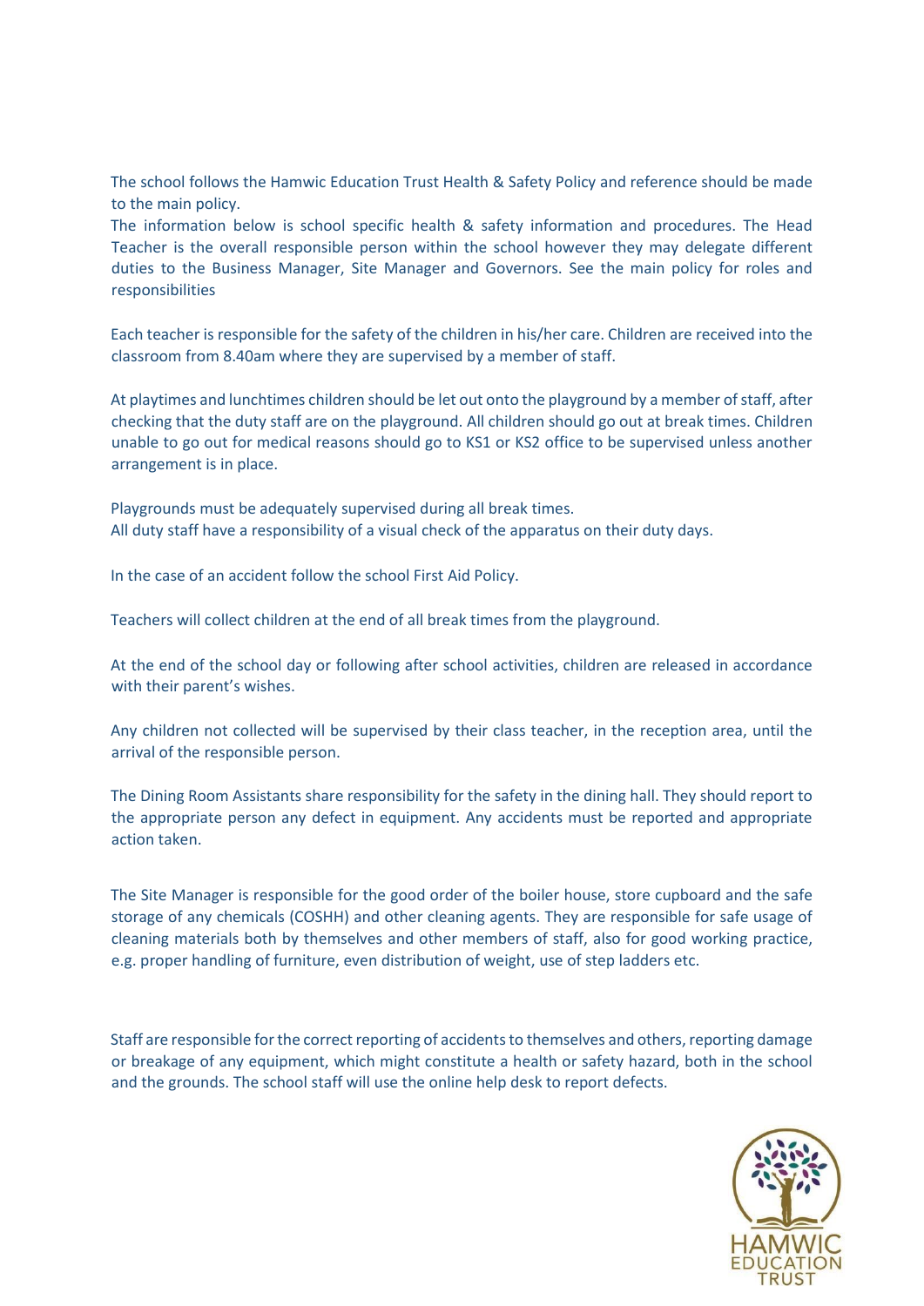The school follows the Hamwic Education Trust Health & Safety Policy and reference should be made to the main policy.
The information below is school specific health & safety information and procedures. The Head Teacher is the overall responsible person within the school however they may delegate different duties to the Business Manager, Site Manager and Governors. See the main policy for roles and responsibilities

Each teacher is responsible for the safety of the children in his/her care. Children are received into the classroom from 8.40am where they are supervised by a member of staff.

At playtimes and lunchtimes children should be let out onto the playground by a member of staff, after checking that the duty staff are on the playground. All children should go out at break times. Children unable to go out for medical reasons should go to KS1 or KS2 office to be supervised unless another arrangement is in place.

Playgrounds must be adequately supervised during all break times.
All duty staff have a responsibility of a visual check of the apparatus on their duty days.

In the case of an accident follow the school First Aid Policy.

Teachers will collect children at the end of all break times from the playground.

At the end of the school day or following after school activities, children are released in accordance with their parent's wishes.

Any children not collected will be supervised by their class teacher, in the reception area, until the arrival of the responsible person.

The Dining Room Assistants share responsibility for the safety in the dining hall. They should report to the appropriate person any defect in equipment. Any accidents must be reported and appropriate action taken.

The Site Manager is responsible for the good order of the boiler house, store cupboard and the safe storage of any chemicals (COSHH) and other cleaning agents. They are responsible for safe usage of cleaning materials both by themselves and other members of staff, also for good working practice, e.g. proper handling of furniture, even distribution of weight, use of step ladders etc.

Staff are responsible for the correct reporting of accidents to themselves and others, reporting damage or breakage of any equipment, which might constitute a health or safety hazard, both in the school and the grounds. The school staff will use the online help desk to report defects.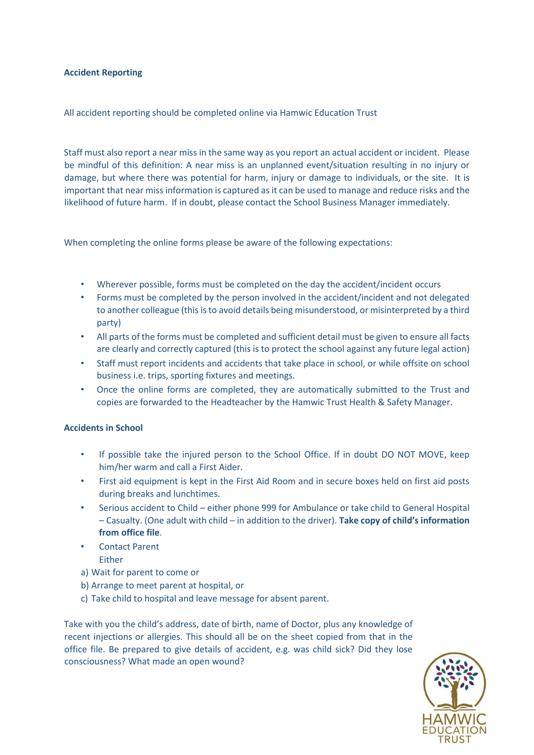**Accident Reporting**

All accident reporting should be completed online via Hamwic Education Trust

Staff must also report a near miss in the same way as you report an actual accident or incident. Please be mindful of this definition: A near miss is an unplanned event/situation resulting in no injury or damage, but where there was potential for harm, injury or damage to individuals, or the site. It is important that near miss information is captured as it can be used to manage and reduce risks and the likelihood of future harm. If in doubt, please contact the School Business Manager immediately.

When completing the online forms please be aware of the following expectations:

- Wherever possible, forms must be completed on the day the accident/incident occurs
- Forms must be completed by the person involved in the accident/incident and not delegated to another colleague (this is to avoid details being misunderstood, or misinterpreted by a third party)
- All parts of the forms must be completed and sufficient detail must be given to ensure all facts are clearly and correctly captured (this is to protect the school against any future legal action)
- Staff must report incidents and accidents that take place in school, or while offsite on school business i.e. trips, sporting fixtures and meetings.
- Once the online forms are completed, they are automatically submitted to the Trust and copies are forwarded to the Headteacher by the Hamwic Trust Health & Safety Manager.

**Accidents in School**

- If possible take the injured person to the School Office. If in doubt DO NOT MOVE, keep him/her warm and call a First Aider.
- First aid equipment is kept in the First Aid Room and in secure boxes held on first aid posts during breaks and lunchtimes.
- Serious accident to Child – either phone 999 for Ambulance or take child to General Hospital – Casualty. (One adult with child – in addition to the driver). **Take copy of child's information from office file**.
- Contact Parent
  Either

a) Wait for parent to come or
b) Arrange to meet parent at hospital, or
c) Take child to hospital and leave message for absent parent.

Take with you the child's address, date of birth, name of Doctor, plus any knowledge of recent injections or allergies. This should all be on the sheet copied from that in the office file. Be prepared to give details of accident, e.g. was child sick? Did they lose consciousness? What made an open wound?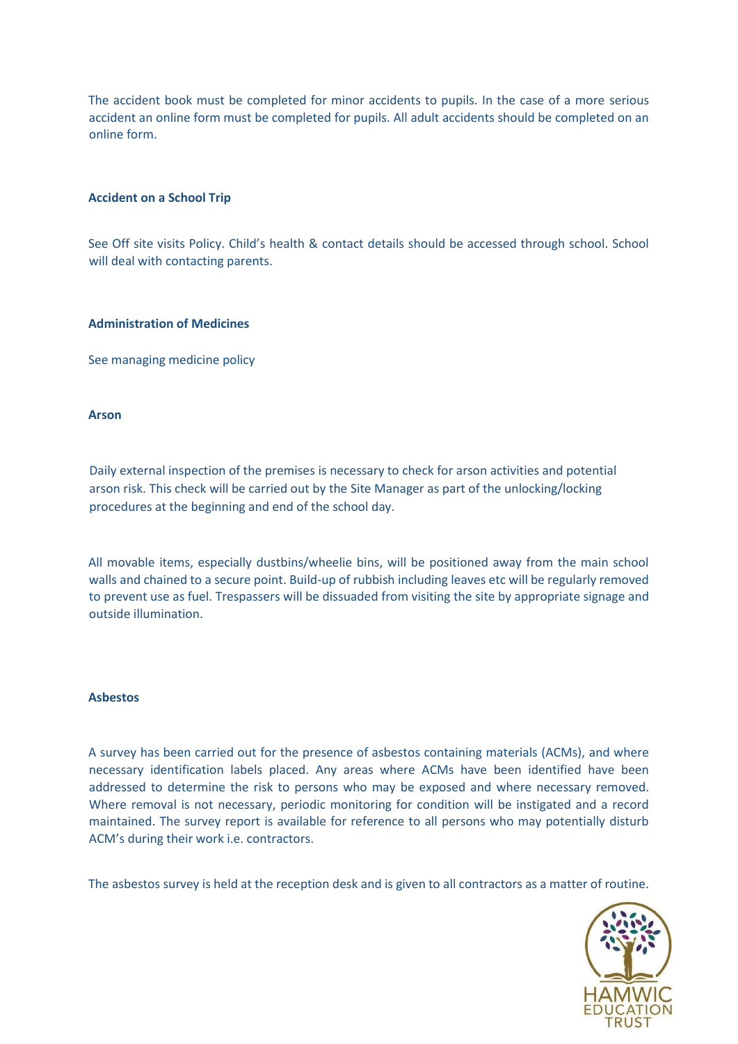The accident book must be completed for minor accidents to pupils. In the case of a more serious accident an online form must be completed for pupils. All adult accidents should be completed on an online form.

**Accident on a School Trip**

See Off site visits Policy. Child's health & contact details should be accessed through school. School will deal with contacting parents.

**Administration of Medicines**

See managing medicine policy

**Arson**

Daily external inspection of the premises is necessary to check for arson activities and potential arson risk. This check will be carried out by the Site Manager as part of the unlocking/locking procedures at the beginning and end of the school day.

All movable items, especially dustbins/wheelie bins, will be positioned away from the main school walls and chained to a secure point. Build-up of rubbish including leaves etc will be regularly removed to prevent use as fuel. Trespassers will be dissuaded from visiting the site by appropriate signage and outside illumination.

**Asbestos**

A survey has been carried out for the presence of asbestos containing materials (ACMs), and where necessary identification labels placed. Any areas where ACMs have been identified have been addressed to determine the risk to persons who may be exposed and where necessary removed. Where removal is not necessary, periodic monitoring for condition will be instigated and a record maintained. The survey report is available for reference to all persons who may potentially disturb ACM's during their work i.e. contractors.

The asbestos survey is held at the reception desk and is given to all contractors as a matter of routine.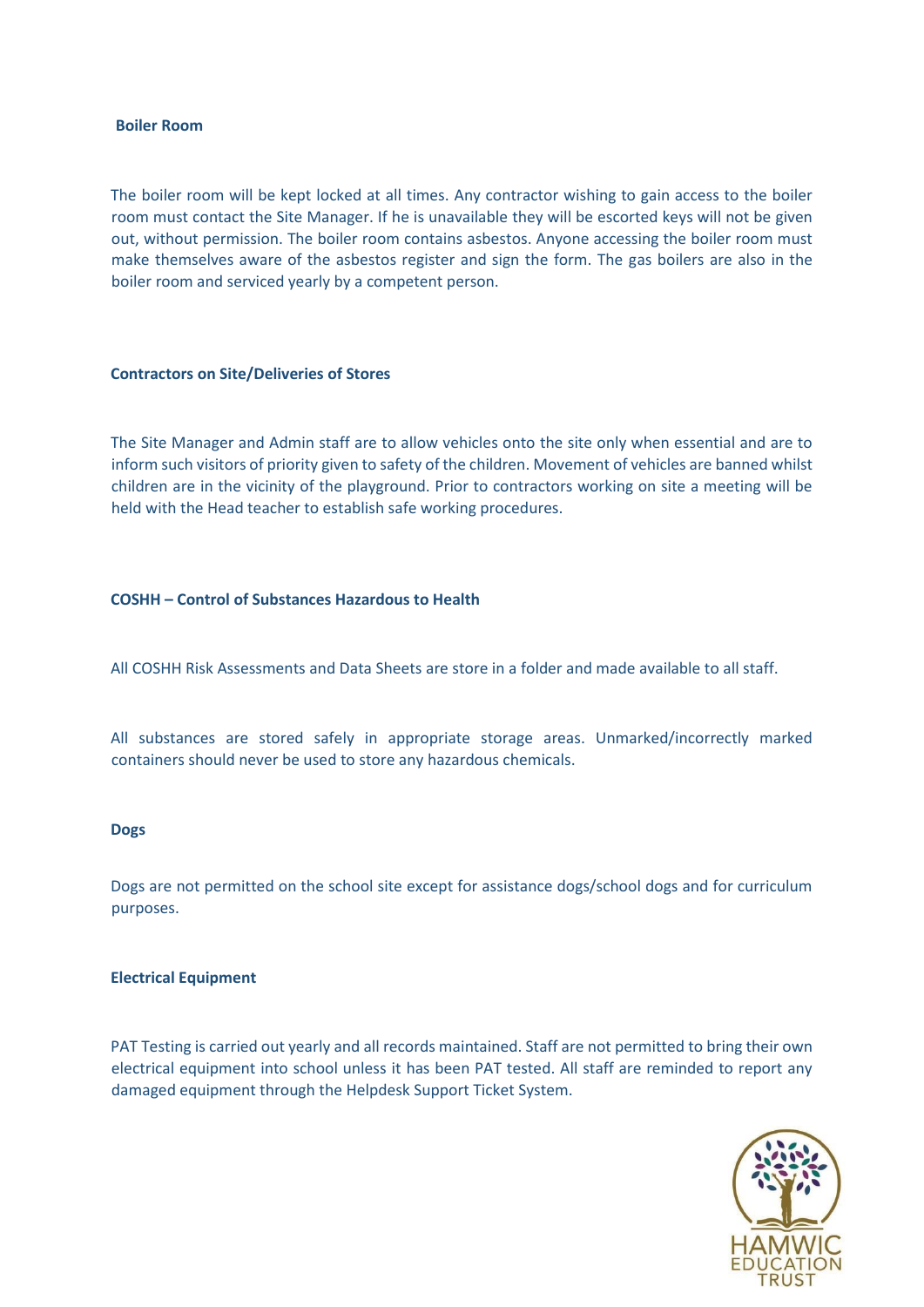**Boiler Room**

The boiler room will be kept locked at all times. Any contractor wishing to gain access to the boiler room must contact the Site Manager. If he is unavailable they will be escorted keys will not be given out, without permission. The boiler room contains asbestos. Anyone accessing the boiler room must make themselves aware of the asbestos register and sign the form. The gas boilers are also in the boiler room and serviced yearly by a competent person.

**Contractors on Site/Deliveries of Stores**

The Site Manager and Admin staff are to allow vehicles onto the site only when essential and are to inform such visitors of priority given to safety of the children. Movement of vehicles are banned whilst children are in the vicinity of the playground. Prior to contractors working on site a meeting will be held with the Head teacher to establish safe working procedures.

**COSHH – Control of Substances Hazardous to Health**

All COSHH Risk Assessments and Data Sheets are store in a folder and made available to all staff.

All substances are stored safely in appropriate storage areas. Unmarked/incorrectly marked containers should never be used to store any hazardous chemicals.

**Dogs**

Dogs are not permitted on the school site except for assistance dogs/school dogs and for curriculum purposes.

**Electrical Equipment**

PAT Testing is carried out yearly and all records maintained. Staff are not permitted to bring their own electrical equipment into school unless it has been PAT tested. All staff are reminded to report any damaged equipment through the Helpdesk Support Ticket System.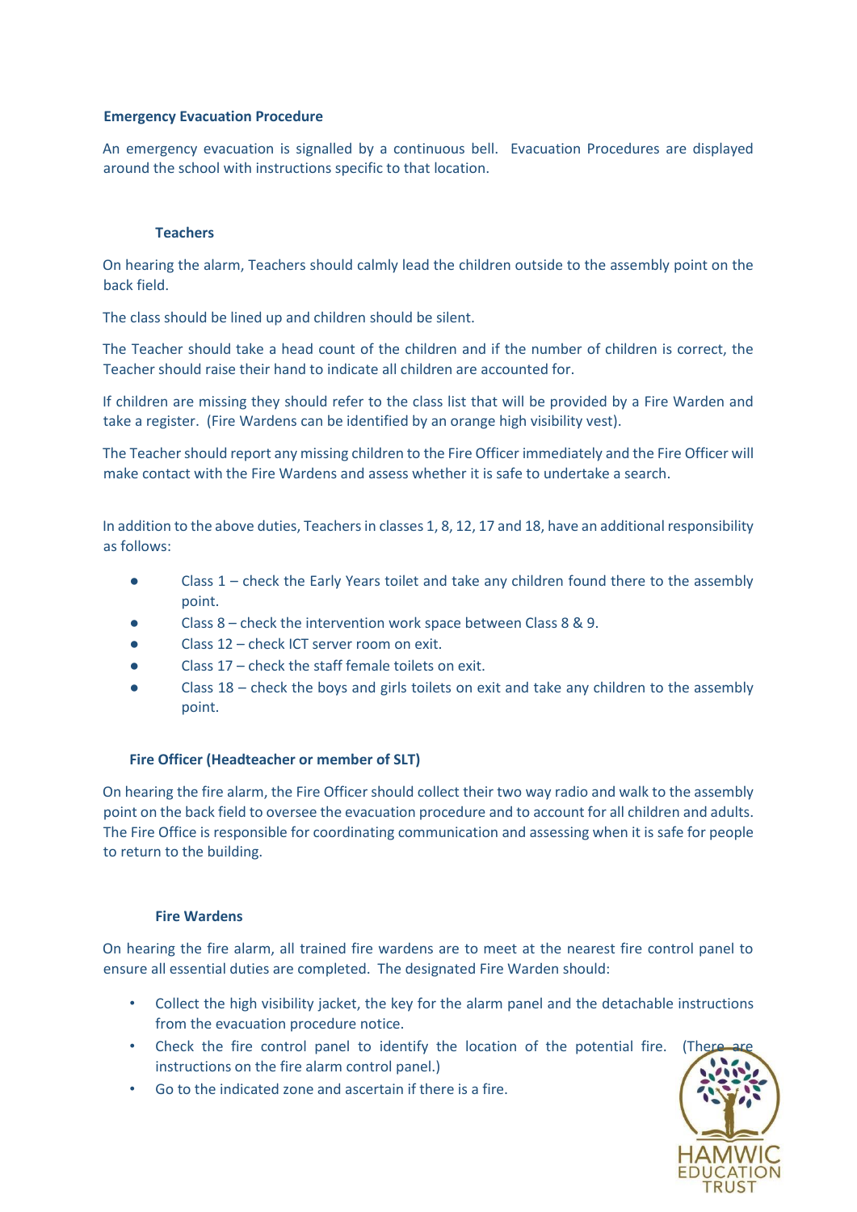## Emergency Evacuation Procedure

An emergency evacuation is signalled by a continuous bell. Evacuation Procedures are displayed around the school with instructions specific to that location.

### Teachers

On hearing the alarm, Teachers should calmly lead the children outside to the assembly point on the back field.

The class should be lined up and children should be silent.

The Teacher should take a head count of the children and if the number of children is correct, the Teacher should raise their hand to indicate all children are accounted for.

If children are missing they should refer to the class list that will be provided by a Fire Warden and take a register. (Fire Wardens can be identified by an orange high visibility vest).

The Teacher should report any missing children to the Fire Officer immediately and the Fire Officer will make contact with the Fire Wardens and assess whether it is safe to undertake a search.

In addition to the above duties, Teachers in classes 1, 8, 12, 17 and 18, have an additional responsibility as follows:

- Class 1 – check the Early Years toilet and take any children found there to the assembly point.
- Class 8 – check the intervention work space between Class 8 & 9.
- Class 12 – check ICT server room on exit.
- Class 17 – check the staff female toilets on exit.
- Class 18 – check the boys and girls toilets on exit and take any children to the assembly point.

### Fire Officer (Headteacher or member of SLT)

On hearing the fire alarm, the Fire Officer should collect their two way radio and walk to the assembly point on the back field to oversee the evacuation procedure and to account for all children and adults. The Fire Office is responsible for coordinating communication and assessing when it is safe for people to return to the building.

### Fire Wardens

On hearing the fire alarm, all trained fire wardens are to meet at the nearest fire control panel to ensure all essential duties are completed. The designated Fire Warden should:

- Collect the high visibility jacket, the key for the alarm panel and the detachable instructions from the evacuation procedure notice.
- Check the fire control panel to identify the location of the potential fire. (There are instructions on the fire alarm control panel.)
- Go to the indicated zone and ascertain if there is a fire.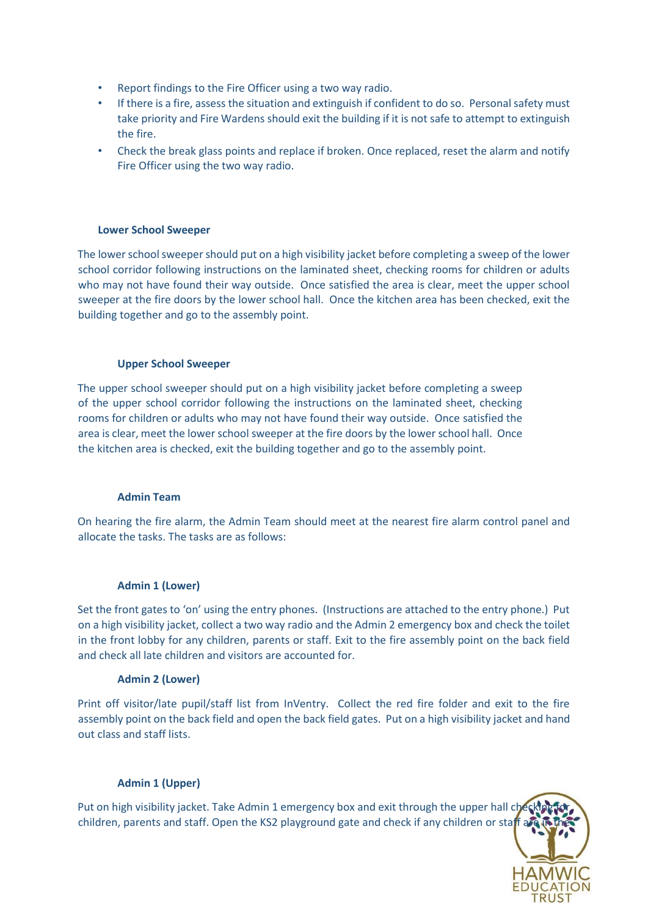- Report findings to the Fire Officer using a two way radio.
- If there is a fire, assess the situation and extinguish if confident to do so. Personal safety must take priority and Fire Wardens should exit the building if it is not safe to attempt to extinguish the fire.
- Check the break glass points and replace if broken. Once replaced, reset the alarm and notify Fire Officer using the two way radio.

**Lower School Sweeper**

The lower school sweeper should put on a high visibility jacket before completing a sweep of the lower school corridor following instructions on the laminated sheet, checking rooms for children or adults who may not have found their way outside. Once satisfied the area is clear, meet the upper school sweeper at the fire doors by the lower school hall. Once the kitchen area has been checked, exit the building together and go to the assembly point.

**Upper School Sweeper**

The upper school sweeper should put on a high visibility jacket before completing a sweep of the upper school corridor following the instructions on the laminated sheet, checking rooms for children or adults who may not have found their way outside. Once satisfied the area is clear, meet the lower school sweeper at the fire doors by the lower school hall. Once the kitchen area is checked, exit the building together and go to the assembly point.

**Admin Team**

On hearing the fire alarm, the Admin Team should meet at the nearest fire alarm control panel and allocate the tasks. The tasks are as follows:

**Admin 1 (Lower)**

Set the front gates to 'on' using the entry phones. (Instructions are attached to the entry phone.) Put on a high visibility jacket, collect a two way radio and the Admin 2 emergency box and check the toilet in the front lobby for any children, parents or staff. Exit to the fire assembly point on the back field and check all late children and visitors are accounted for.

**Admin 2 (Lower)**

Print off visitor/late pupil/staff list from InVentry. Collect the red fire folder and exit to the fire assembly point on the back field and open the back field gates. Put on a high visibility jacket and hand out class and staff lists.

**Admin 1 (Upper)**

Put on high visibility jacket. Take Admin 1 emergency box and exit through the upper hall checking for children, parents and staff. Open the KS2 playground gate and check if any children or staff are in the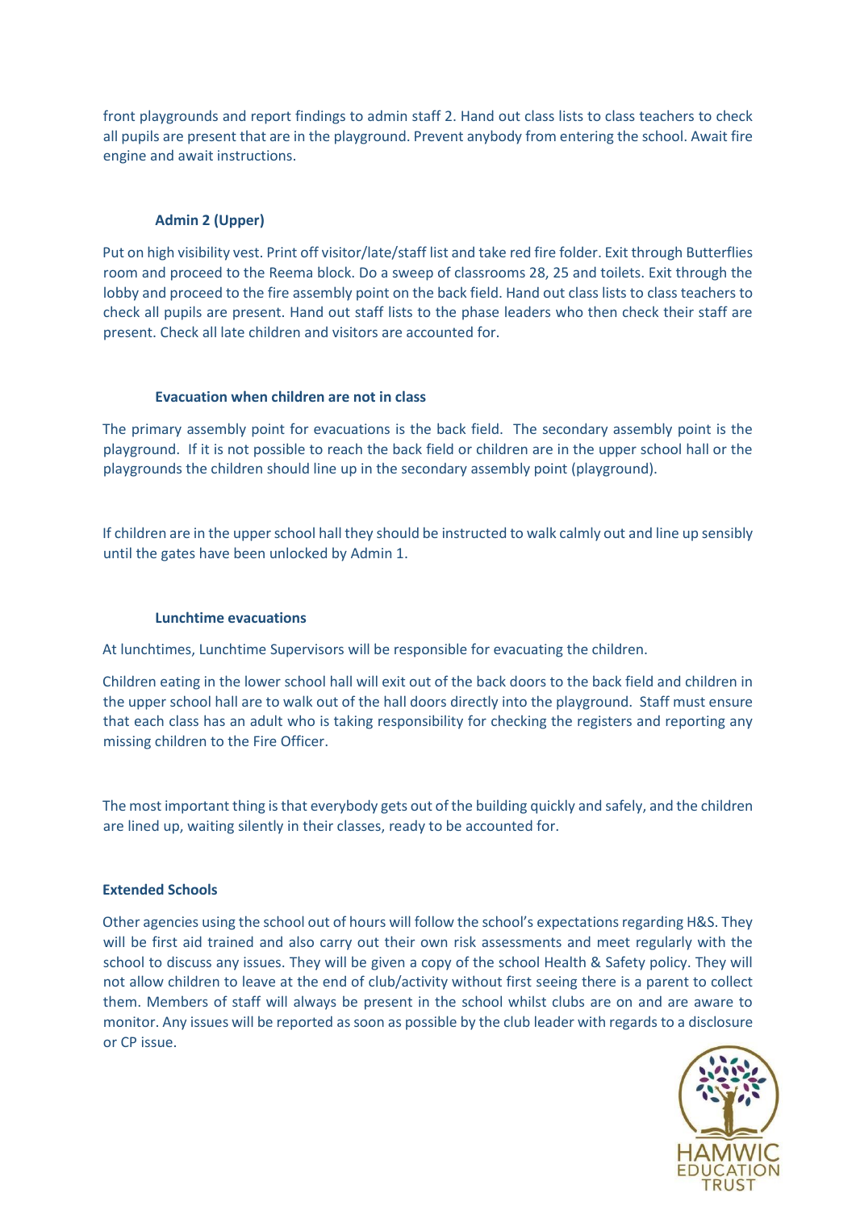front playgrounds and report findings to admin staff 2. Hand out class lists to class teachers to check all pupils are present that are in the playground. Prevent anybody from entering the school. Await fire engine and await instructions.

### Admin 2 (Upper)

Put on high visibility vest. Print off visitor/late/staff list and take red fire folder. Exit through Butterflies room and proceed to the Reema block. Do a sweep of classrooms 28, 25 and toilets. Exit through the lobby and proceed to the fire assembly point on the back field. Hand out class lists to class teachers to check all pupils are present. Hand out staff lists to the phase leaders who then check their staff are present. Check all late children and visitors are accounted for.

### Evacuation when children are not in class

The primary assembly point for evacuations is the back field. The secondary assembly point is the playground. If it is not possible to reach the back field or children are in the upper school hall or the playgrounds the children should line up in the secondary assembly point (playground).

If children are in the upper school hall they should be instructed to walk calmly out and line up sensibly until the gates have been unlocked by Admin 1.

### Lunchtime evacuations

At lunchtimes, Lunchtime Supervisors will be responsible for evacuating the children.

Children eating in the lower school hall will exit out of the back doors to the back field and children in the upper school hall are to walk out of the hall doors directly into the playground. Staff must ensure that each class has an adult who is taking responsibility for checking the registers and reporting any missing children to the Fire Officer.

The most important thing is that everybody gets out of the building quickly and safely, and the children are lined up, waiting silently in their classes, ready to be accounted for.

## Extended Schools

Other agencies using the school out of hours will follow the school's expectations regarding H&S. They will be first aid trained and also carry out their own risk assessments and meet regularly with the school to discuss any issues. They will be given a copy of the school Health & Safety policy. They will not allow children to leave at the end of club/activity without first seeing there is a parent to collect them. Members of staff will always be present in the school whilst clubs are on and are aware to monitor. Any issues will be reported as soon as possible by the club leader with regards to a disclosure or CP issue.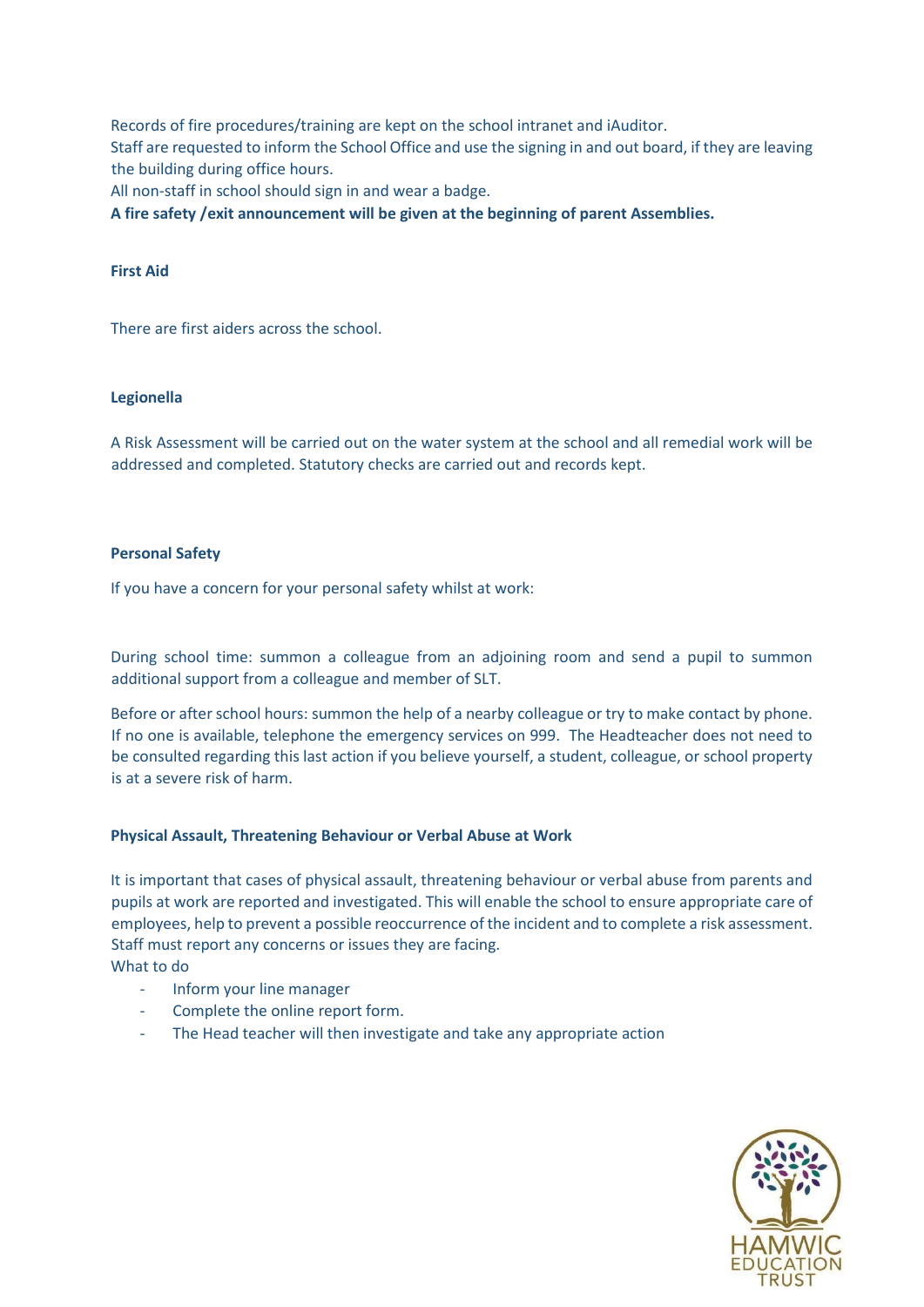Records of fire procedures/training are kept on the school intranet and iAuditor.
Staff are requested to inform the School Office and use the signing in and out board, if they are leaving the building during office hours.
All non-staff in school should sign in and wear a badge.
**A fire safety /exit announcement will be given at the beginning of parent Assemblies.**

**First Aid**

There are first aiders across the school.

**Legionella**

A Risk Assessment will be carried out on the water system at the school and all remedial work will be addressed and completed. Statutory checks are carried out and records kept.

**Personal Safety**

If you have a concern for your personal safety whilst at work:

During school time: summon a colleague from an adjoining room and send a pupil to summon additional support from a colleague and member of SLT.

Before or after school hours: summon the help of a nearby colleague or try to make contact by phone. If no one is available, telephone the emergency services on 999. The Headteacher does not need to be consulted regarding this last action if you believe yourself, a student, colleague, or school property is at a severe risk of harm.

**Physical Assault, Threatening Behaviour or Verbal Abuse at Work**

It is important that cases of physical assault, threatening behaviour or verbal abuse from parents and pupils at work are reported and investigated. This will enable the school to ensure appropriate care of employees, help to prevent a possible reoccurrence of the incident and to complete a risk assessment. Staff must report any concerns or issues they are facing.
What to do

- Inform your line manager
- Complete the online report form.
- The Head teacher will then investigate and take any appropriate action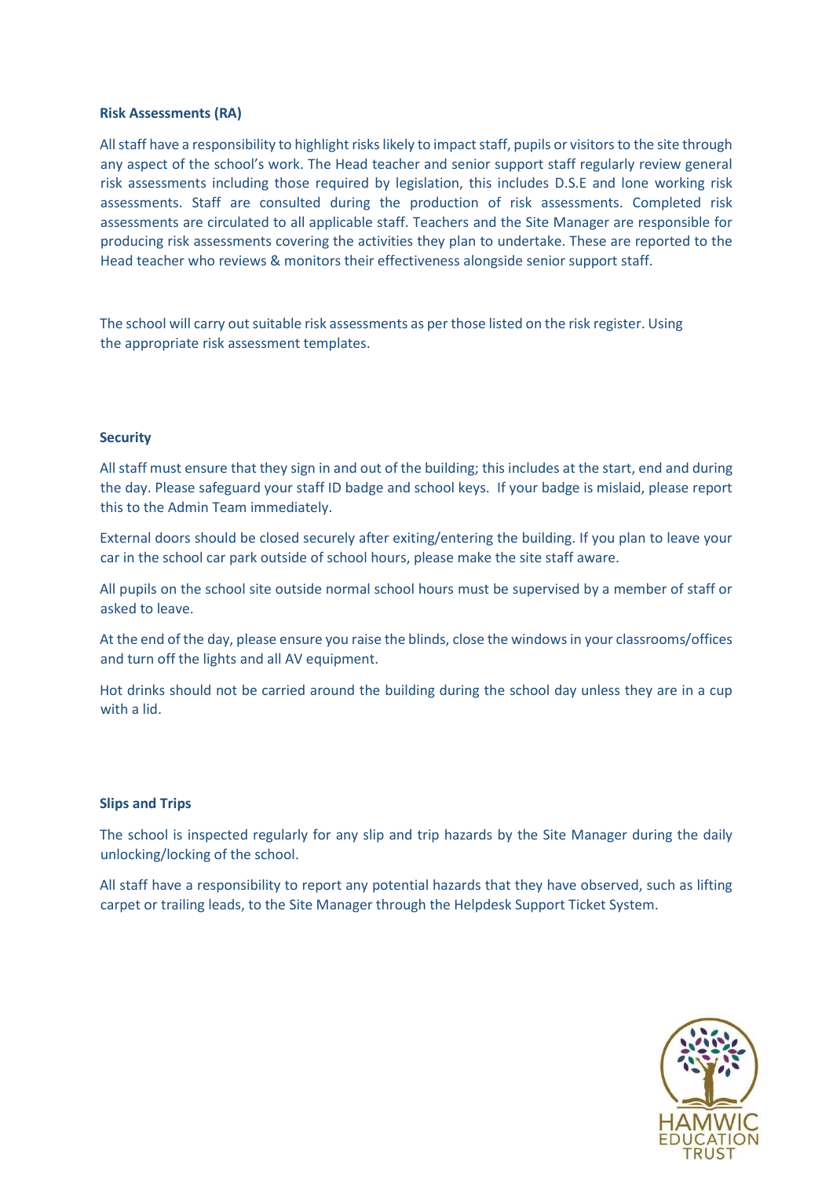**Risk Assessments (RA)**

All staff have a responsibility to highlight risks likely to impact staff, pupils or visitors to the site through any aspect of the school's work. The Head teacher and senior support staff regularly review general risk assessments including those required by legislation, this includes D.S.E and lone working risk assessments. Staff are consulted during the production of risk assessments. Completed risk assessments are circulated to all applicable staff. Teachers and the Site Manager are responsible for producing risk assessments covering the activities they plan to undertake. These are reported to the Head teacher who reviews & monitors their effectiveness alongside senior support staff.

The school will carry out suitable risk assessments as per those listed on the risk register. Using the appropriate risk assessment templates.

**Security**

All staff must ensure that they sign in and out of the building; this includes at the start, end and during the day. Please safeguard your staff ID badge and school keys. If your badge is mislaid, please report this to the Admin Team immediately.

External doors should be closed securely after exiting/entering the building. If you plan to leave your car in the school car park outside of school hours, please make the site staff aware.

All pupils on the school site outside normal school hours must be supervised by a member of staff or asked to leave.

At the end of the day, please ensure you raise the blinds, close the windows in your classrooms/offices and turn off the lights and all AV equipment.

Hot drinks should not be carried around the building during the school day unless they are in a cup with a lid.

**Slips and Trips**

The school is inspected regularly for any slip and trip hazards by the Site Manager during the daily unlocking/locking of the school.

All staff have a responsibility to report any potential hazards that they have observed, such as lifting carpet or trailing leads, to the Site Manager through the Helpdesk Support Ticket System.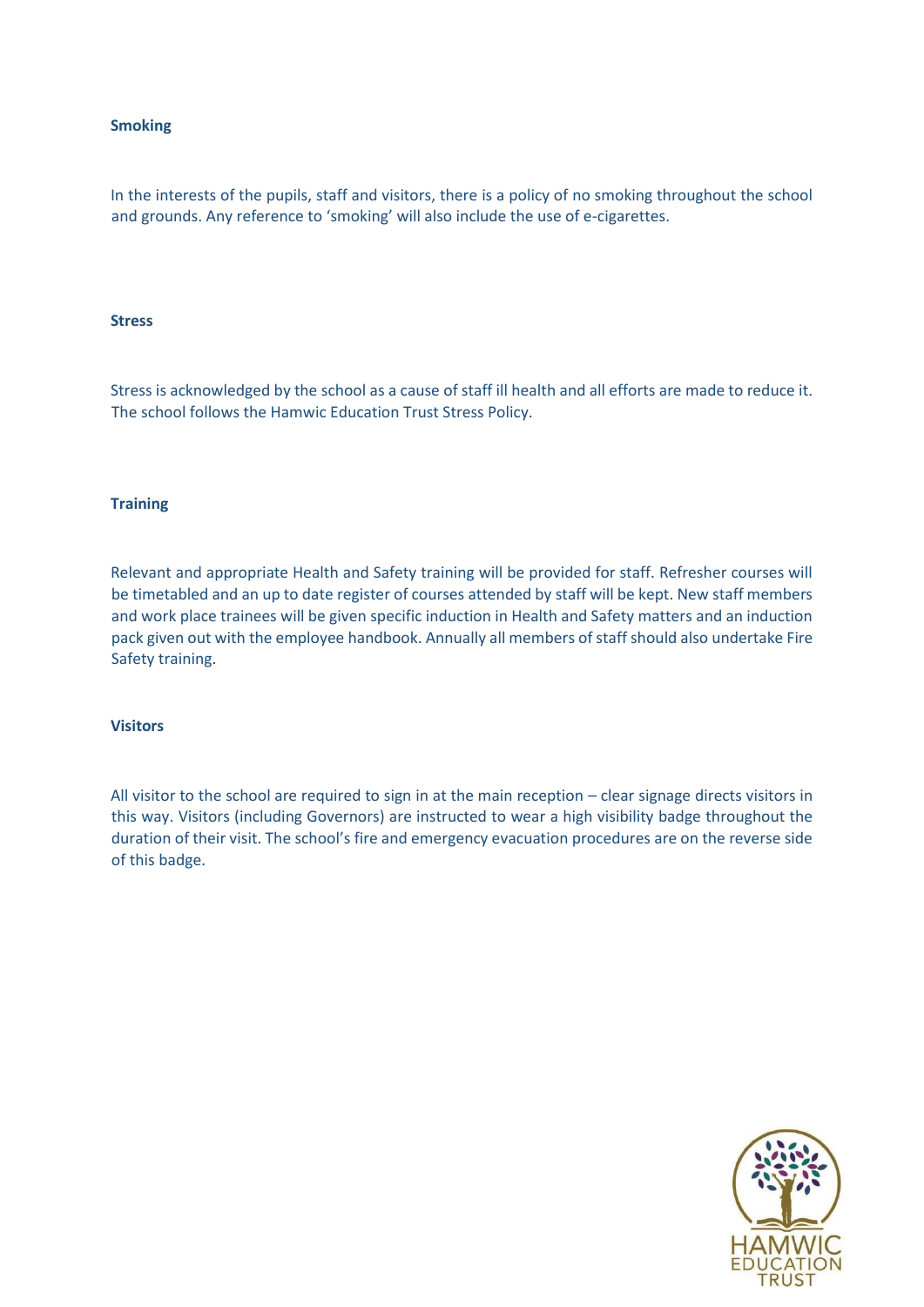**Smoking**

In the interests of the pupils, staff and visitors, there is a policy of no smoking throughout the school and grounds. Any reference to 'smoking' will also include the use of e-cigarettes.

**Stress**

Stress is acknowledged by the school as a cause of staff ill health and all efforts are made to reduce it. The school follows the Hamwic Education Trust Stress Policy.

**Training**

Relevant and appropriate Health and Safety training will be provided for staff. Refresher courses will be timetabled and an up to date register of courses attended by staff will be kept. New staff members and work place trainees will be given specific induction in Health and Safety matters and an induction pack given out with the employee handbook. Annually all members of staff should also undertake Fire Safety training.

**Visitors**

All visitor to the school are required to sign in at the main reception – clear signage directs visitors in this way. Visitors (including Governors) are instructed to wear a high visibility badge throughout the duration of their visit. The school's fire and emergency evacuation procedures are on the reverse side of this badge.